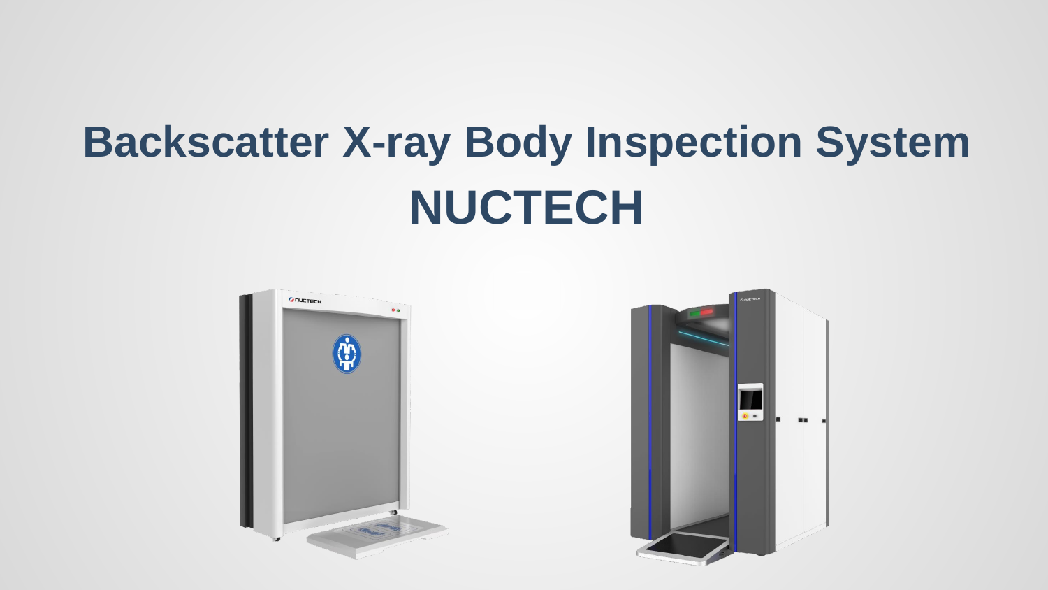# Backscatter X-ray Body Inspection System

# NUCTECH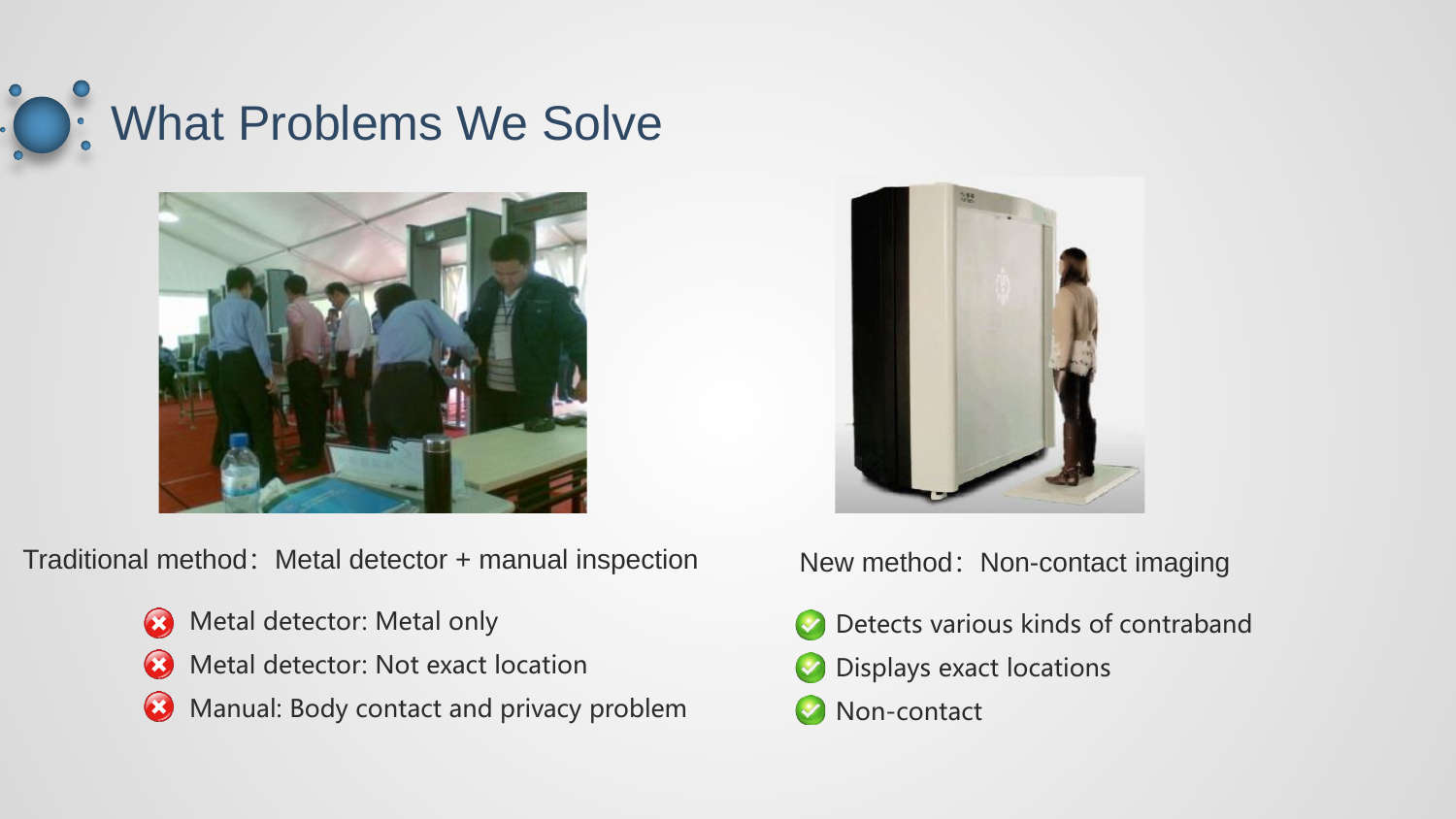# What Problems We Solve

Traditional method：Metal detector + manual inspection

- Metal detector: Metal only
- Metal detector: Not exact location
- Manual: Body contact and privacy problem

New method：Non-contact imaging

- Detects various kinds of contraband
- Displays exact locations
- Non-contact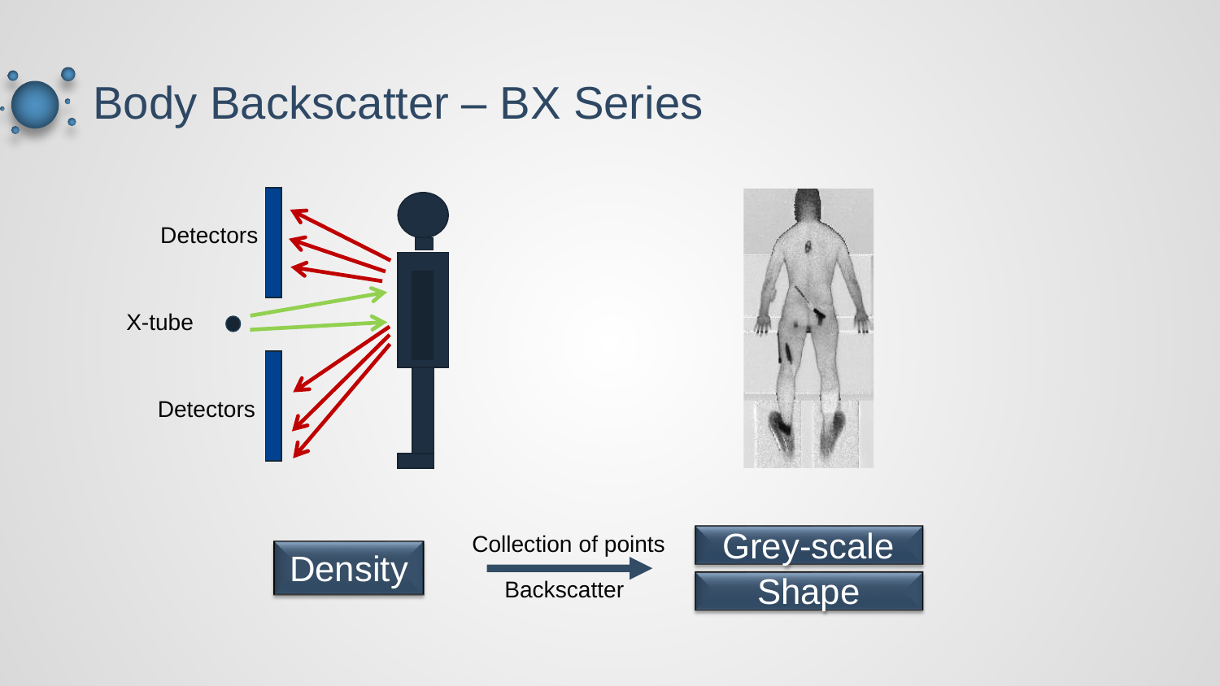# Body Backscatter – BX Series

Detectors

X-tube

Detectors

Density

Collection of points

Backscatter

Grey-scale

Shape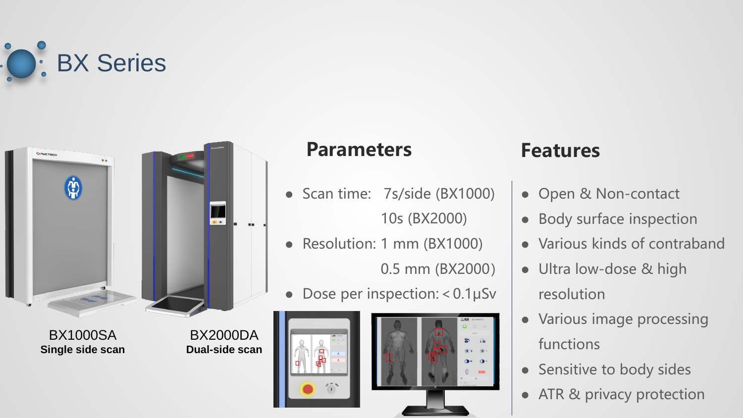# BX Series

BX1000SA
**Single side scan**

BX2000DA
**Dual-side scan**

## Parameters

- Scan time: 7s/side (BX1000)
  10s (BX2000)
- Resolution: 1 mm (BX1000)
  0.5 mm (BX2000)
- Dose per inspection: < 0.1μSv

## Features

- Open & Non-contact
- Body surface inspection
- Various kinds of contraband
- Ultra low-dose & high resolution
- Various image processing functions
- Sensitive to body sides
- ATR & privacy protection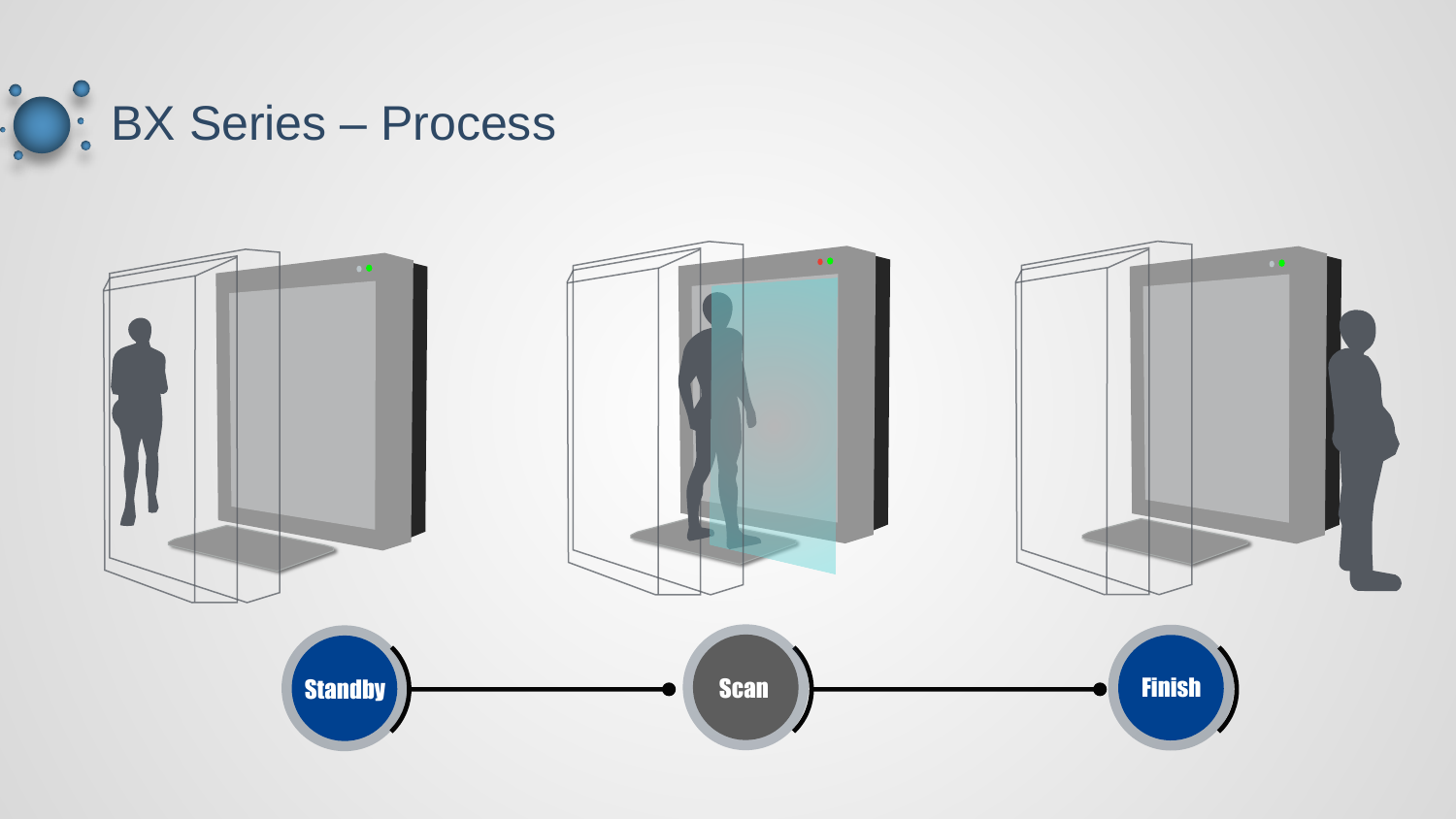# BX Series – Process

Standby → Scan → Finish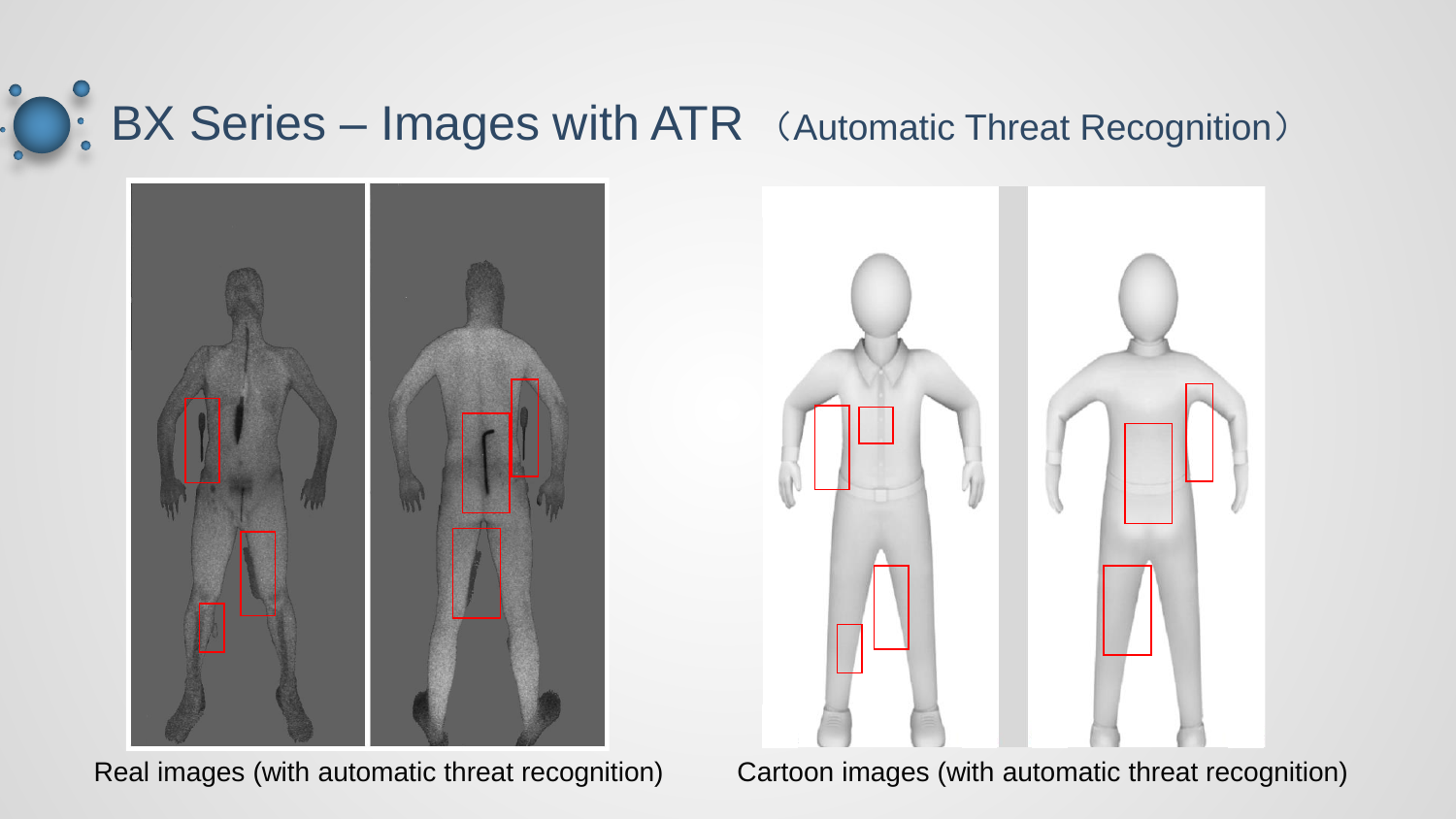# BX Series – Images with ATR （Automatic Threat Recognition）

Real images (with automatic threat recognition)

Cartoon images (with automatic threat recognition)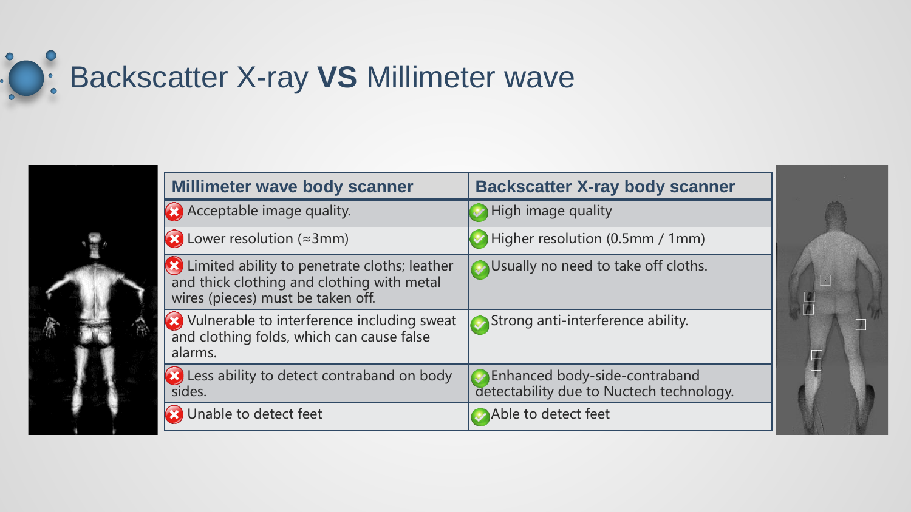# Backscatter X-ray **VS** Millimeter wave

| Millimeter wave body scanner | Backscatter X-ray body scanner |
| --- | --- |
| Acceptable image quality. | High image quality |
| Lower resolution (≈3mm) | Higher resolution (0.5mm / 1mm) |
| Limited ability to penetrate cloths; leather and thick clothing and clothing with metal wires (pieces) must be taken off. | Usually no need to take off cloths. |
| Vulnerable to interference including sweat and clothing folds, which can cause false alarms. | Strong anti-interference ability. |
| Less ability to detect contraband on body sides. | Enhanced body-side-contraband detectability due to Nuctech technology. |
| Unable to detect feet | Able to detect feet |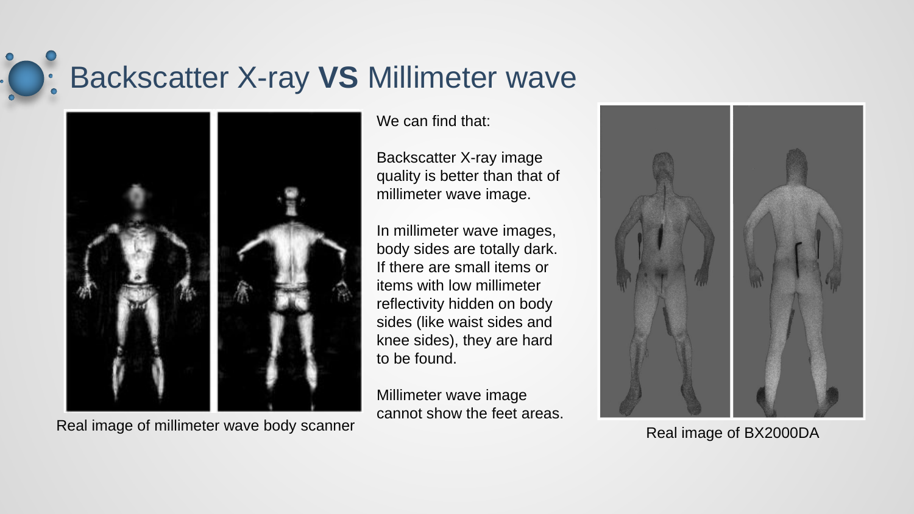# Backscatter X-ray **VS** Millimeter wave

Real image of millimeter wave body scanner

We can find that:

Backscatter X-ray image quality is better than that of millimeter wave image.

In millimeter wave images, body sides are totally dark. If there are small items or items with low millimeter reflectivity hidden on body sides (like waist sides and knee sides), they are hard to be found.

Millimeter wave image cannot show the feet areas.

Real image of BX2000DA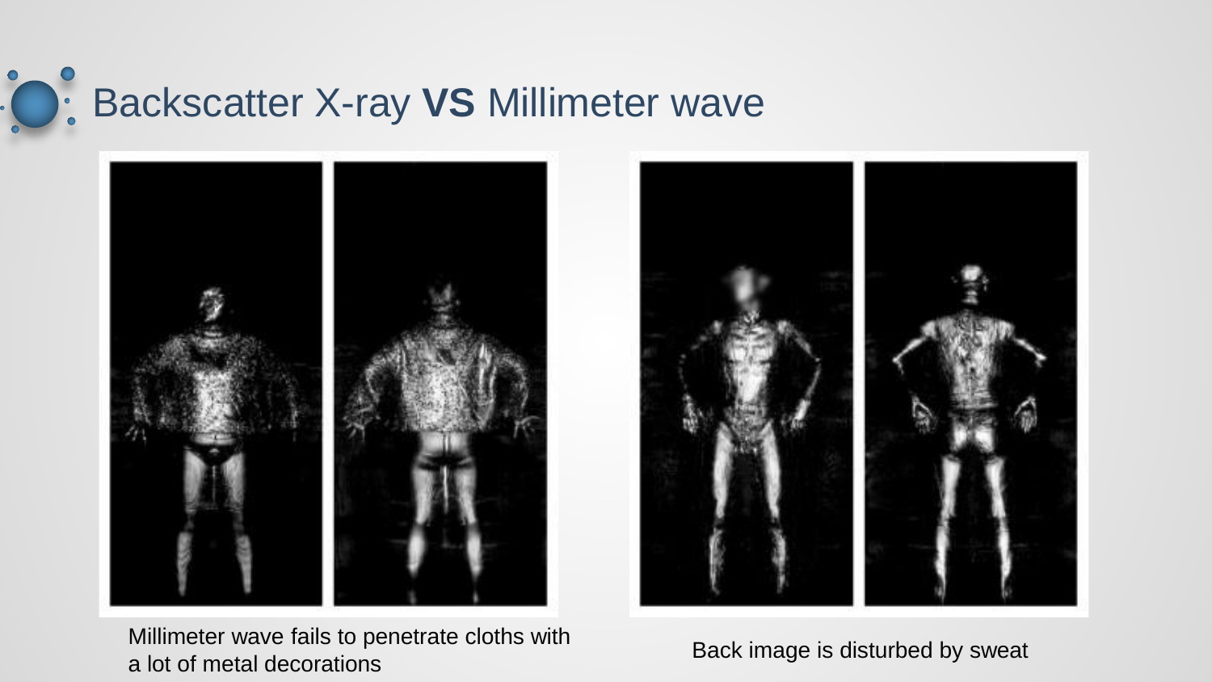# Backscatter X-ray **VS** Millimeter wave

Millimeter wave fails to penetrate cloths with a lot of metal decorations

Back image is disturbed by sweat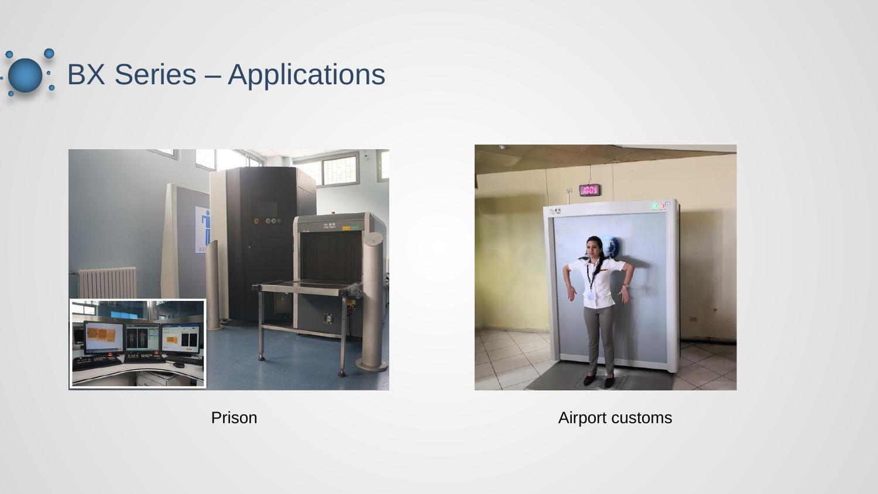# BX Series – Applications

Prison

Airport customs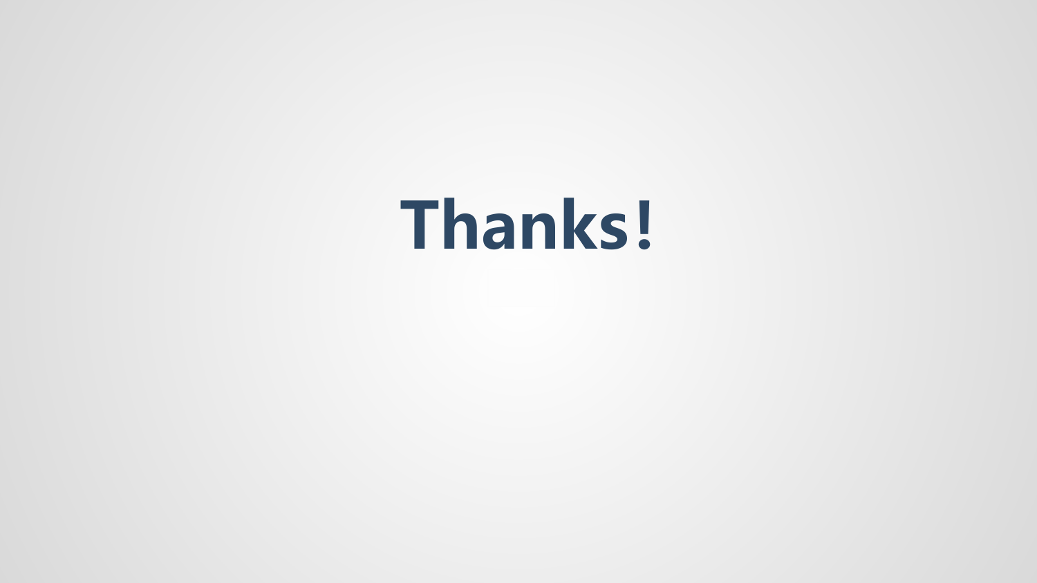# Thanks!